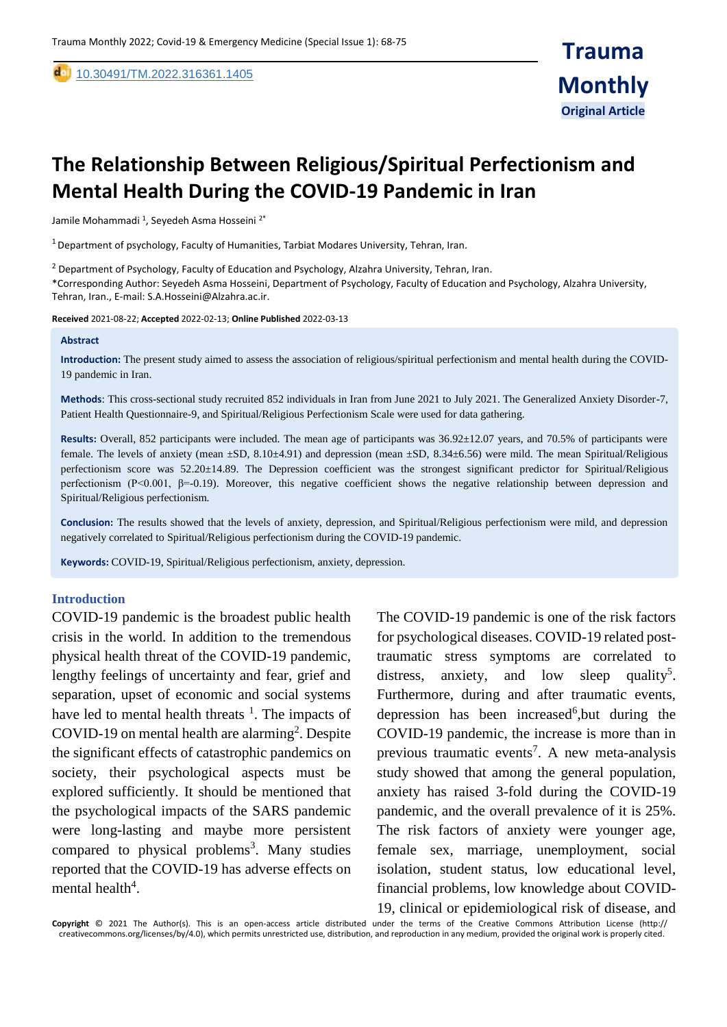10.30491/TM.2022.316361.1405

Original Article

# The Relationship Between Religious/Spiritual Perfectionism and Mental Health During the COVID-19 Pandemic in Iran

Jamile Mohammadi [1], Seyedeh Asma Hosseini [2*]

[1] Department of psychology, Faculty of Humanities, Tarbiat Modares University, Tehran, Iran.

[2] Department of Psychology, Faculty of Education and Psychology, Alzahra University, Tehran, Iran.

*Corresponding Author: Seyedeh Asma Hosseini, Department of Psychology, Faculty of Education and Psychology, Alzahra University, Tehran, Iran., E-mail: S.A.Hosseini@Alzahra.ac.ir.

**Received** 2021-08-22; **Accepted** 2022-02-13; **Online Published** 2022-03-13

**Abstract**

**Introduction:** The present study aimed to assess the association of religious/spiritual perfectionism and mental health during the COVID-19 pandemic in Iran.

**Methods**: This cross-sectional study recruited 852 individuals in Iran from June 2021 to July 2021. The Generalized Anxiety Disorder-7, Patient Health Questionnaire-9, and Spiritual/Religious Perfectionism Scale were used for data gathering.

**Results:** Overall, 852 participants were included. The mean age of participants was 36.92±12.07 years, and 70.5% of participants were female. The levels of anxiety (mean ±SD, 8.10±4.91) and depression (mean ±SD, 8.34±6.56) were mild. The mean Spiritual/Religious perfectionism score was 52.20±14.89. The Depression coefficient was the strongest significant predictor for Spiritual/Religious perfectionism ($P<0.001$, $\beta=-0.19$). Moreover, this negative coefficient shows the negative relationship between depression and Spiritual/Religious perfectionism.

**Conclusion:** The results showed that the levels of anxiety, depression, and Spiritual/Religious perfectionism were mild, and depression negatively correlated to Spiritual/Religious perfectionism during the COVID-19 pandemic.

**Keywords:** COVID-19, Spiritual/Religious perfectionism, anxiety, depression.

## Introduction

COVID-19 pandemic is the broadest public health crisis in the world. In addition to the tremendous physical health threat of the COVID-19 pandemic, lengthy feelings of uncertainty and fear, grief and separation, upset of economic and social systems have led to mental health threats [1]. The impacts of COVID-19 on mental health are alarming[2]. Despite the significant effects of catastrophic pandemics on society, their psychological aspects must be explored sufficiently. It should be mentioned that the psychological impacts of the SARS pandemic were long-lasting and maybe more persistent compared to physical problems[3]. Many studies reported that the COVID-19 has adverse effects on mental health[4].

The COVID-19 pandemic is one of the risk factors for psychological diseases. COVID-19 related post-traumatic stress symptoms are correlated to distress, anxiety, and low sleep quality[5]. Furthermore, during and after traumatic events, depression has been increased[6],but during the COVID-19 pandemic, the increase is more than in previous traumatic events[7]. A new meta-analysis study showed that among the general population, anxiety has raised 3-fold during the COVID-19 pandemic, and the overall prevalence of it is 25%. The risk factors of anxiety were younger age, female sex, marriage, unemployment, social isolation, student status, low educational level, financial problems, low knowledge about COVID-19, clinical or epidemiological risk of disease, and

**Copyright** © 2021 The Author(s). This is an open-access article distributed under the terms of the Creative Commons Attribution License (http:// creativecommons.org/licenses/by/4.0), which permits unrestricted use, distribution, and reproduction in any medium, provided the original work is properly cited.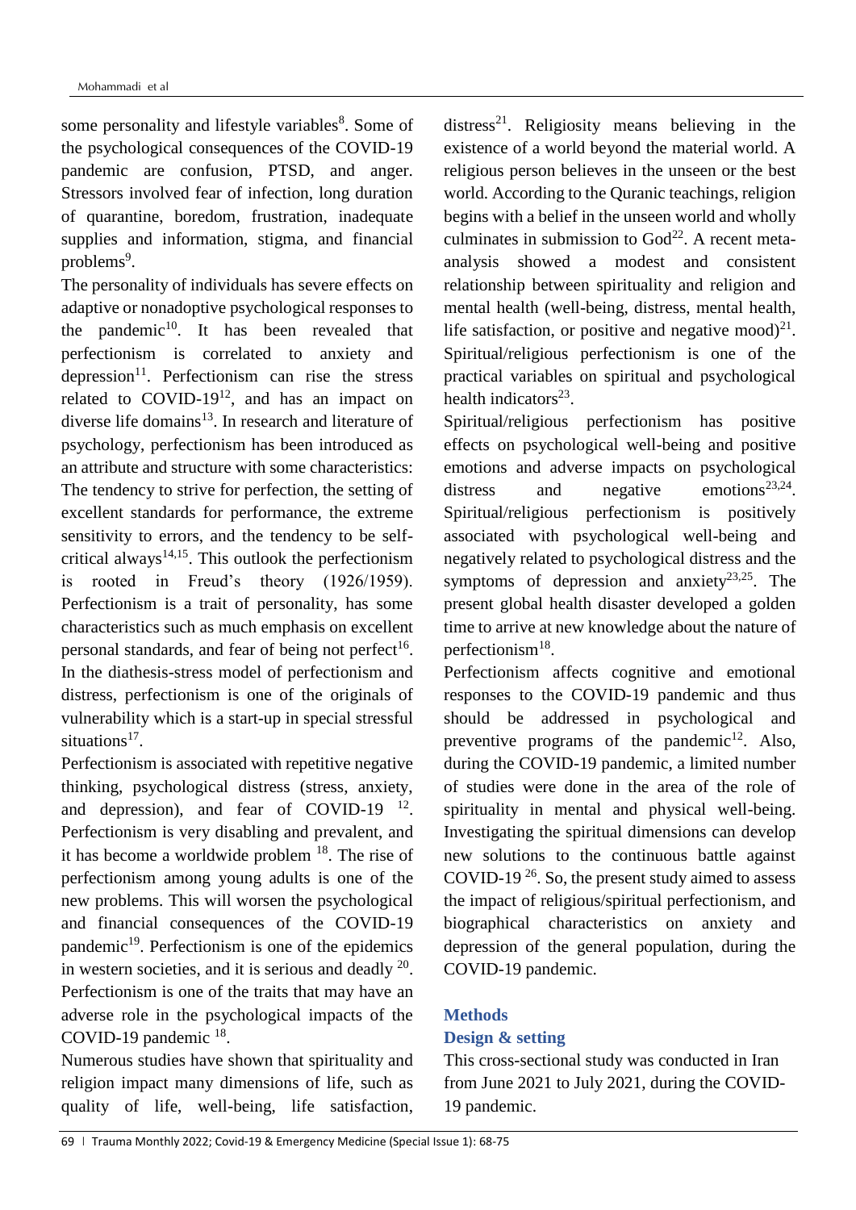some personality and lifestyle variables[8]. Some of the psychological consequences of the COVID-19 pandemic are confusion, PTSD, and anger. Stressors involved fear of infection, long duration of quarantine, boredom, frustration, inadequate supplies and information, stigma, and financial problems[9].

The personality of individuals has severe effects on adaptive or nonadoptive psychological responses to the pandemic[10]. It has been revealed that perfectionism is correlated to anxiety and depression[11]. Perfectionism can rise the stress related to COVID-19[12], and has an impact on diverse life domains[13]. In research and literature of psychology, perfectionism has been introduced as an attribute and structure with some characteristics: The tendency to strive for perfection, the setting of excellent standards for performance, the extreme sensitivity to errors, and the tendency to be self-critical always[14,15]. This outlook the perfectionism is rooted in Freud's theory (1926/1959). Perfectionism is a trait of personality, has some characteristics such as much emphasis on excellent personal standards, and fear of being not perfect[16]. In the diathesis-stress model of perfectionism and distress, perfectionism is one of the originals of vulnerability which is a start-up in special stressful situations[17].

Perfectionism is associated with repetitive negative thinking, psychological distress (stress, anxiety, and depression), and fear of COVID-19 [12]. Perfectionism is very disabling and prevalent, and it has become a worldwide problem [18]. The rise of perfectionism among young adults is one of the new problems. This will worsen the psychological and financial consequences of the COVID-19 pandemic[19]. Perfectionism is one of the epidemics in western societies, and it is serious and deadly [20]. Perfectionism is one of the traits that may have an adverse role in the psychological impacts of the COVID-19 pandemic [18].

Numerous studies have shown that spirituality and religion impact many dimensions of life, such as quality of life, well-being, life satisfaction, distress[21]. Religiosity means believing in the existence of a world beyond the material world. A religious person believes in the unseen or the best world. According to the Quranic teachings, religion begins with a belief in the unseen world and wholly culminates in submission to God[22]. A recent meta-analysis showed a modest and consistent relationship between spirituality and religion and mental health (well-being, distress, mental health, life satisfaction, or positive and negative mood)[21]. Spiritual/religious perfectionism is one of the practical variables on spiritual and psychological health indicators[23].

Spiritual/religious perfectionism has positive effects on psychological well-being and positive emotions and adverse impacts on psychological distress and negative emotions[23,24]. Spiritual/religious perfectionism is positively associated with psychological well-being and negatively related to psychological distress and the symptoms of depression and anxiety[23,25]. The present global health disaster developed a golden time to arrive at new knowledge about the nature of perfectionism[18].

Perfectionism affects cognitive and emotional responses to the COVID-19 pandemic and thus should be addressed in psychological and preventive programs of the pandemic[12]. Also, during the COVID-19 pandemic, a limited number of studies were done in the area of the role of spirituality in mental and physical well-being. Investigating the spiritual dimensions can develop new solutions to the continuous battle against COVID-19 [26]. So, the present study aimed to assess the impact of religious/spiritual perfectionism, and biographical characteristics on anxiety and depression of the general population, during the COVID-19 pandemic.

## Methods

### Design & setting

This cross-sectional study was conducted in Iran from June 2021 to July 2021, during the COVID-19 pandemic.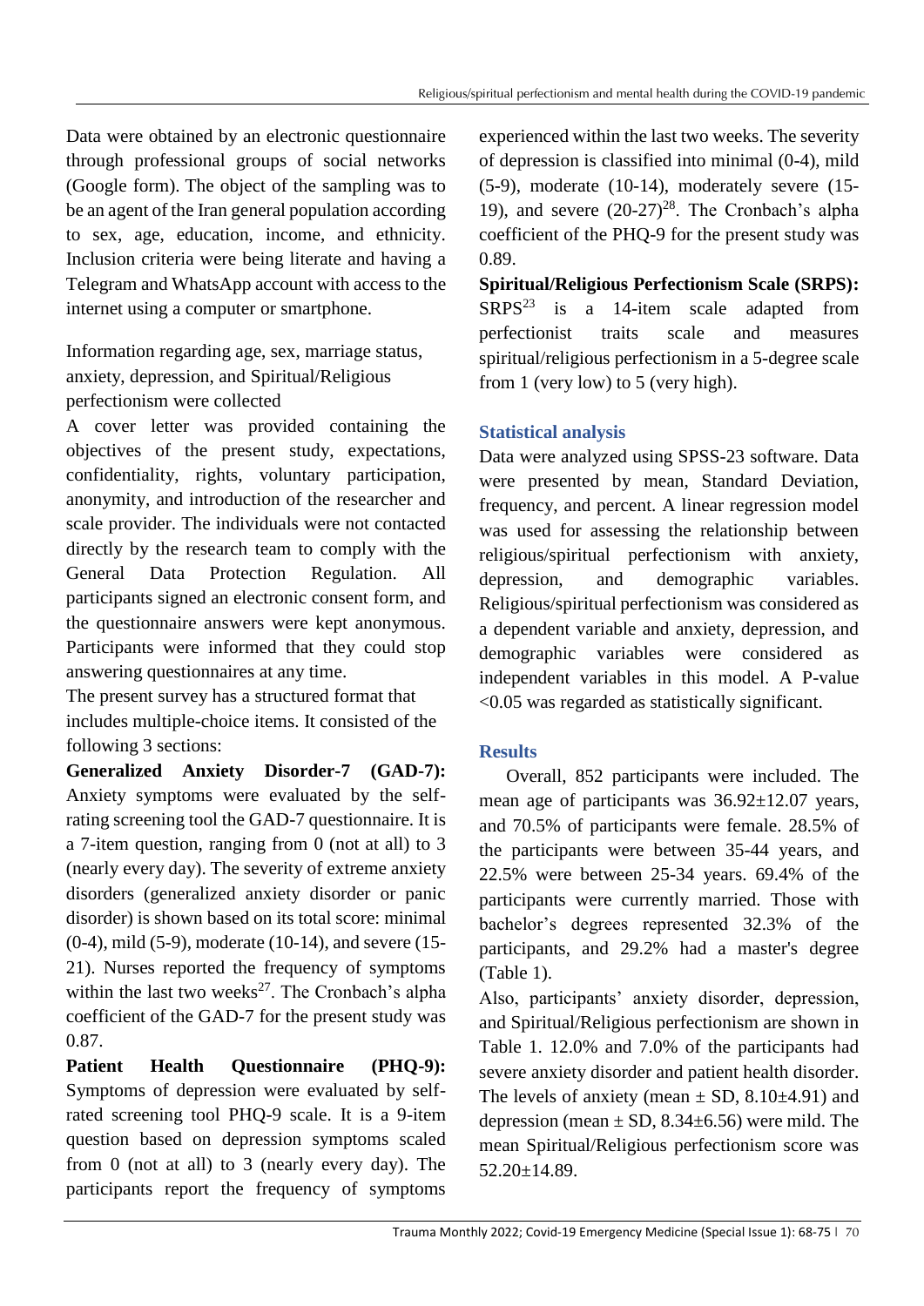Data were obtained by an electronic questionnaire through professional groups of social networks (Google form). The object of the sampling was to be an agent of the Iran general population according to sex, age, education, income, and ethnicity. Inclusion criteria were being literate and having a Telegram and WhatsApp account with access to the internet using a computer or smartphone.

Information regarding age, sex, marriage status, anxiety, depression, and Spiritual/Religious perfectionism were collected

A cover letter was provided containing the objectives of the present study, expectations, confidentiality, rights, voluntary participation, anonymity, and introduction of the researcher and scale provider. The individuals were not contacted directly by the research team to comply with the General Data Protection Regulation. All participants signed an electronic consent form, and the questionnaire answers were kept anonymous. Participants were informed that they could stop answering questionnaires at any time.

The present survey has a structured format that includes multiple-choice items. It consisted of the following 3 sections:

**Generalized Anxiety Disorder-7 (GAD-7):** Anxiety symptoms were evaluated by the self-rating screening tool the GAD-7 questionnaire. It is a 7-item question, ranging from 0 (not at all) to 3 (nearly every day). The severity of extreme anxiety disorders (generalized anxiety disorder or panic disorder) is shown based on its total score: minimal (0-4), mild (5-9), moderate (10-14), and severe (15-21). Nurses reported the frequency of symptoms within the last two weeks[27]. The Cronbach's alpha coefficient of the GAD-7 for the present study was 0.87.

**Patient Health Questionnaire (PHQ-9):** Symptoms of depression were evaluated by self-rated screening tool PHQ-9 scale. It is a 9-item question based on depression symptoms scaled from 0 (not at all) to 3 (nearly every day). The participants report the frequency of symptoms experienced within the last two weeks. The severity of depression is classified into minimal (0-4), mild (5-9), moderate (10-14), moderately severe (15-19), and severe (20-27)[28]. The Cronbach's alpha coefficient of the PHQ-9 for the present study was 0.89.

**Spiritual/Religious Perfectionism Scale (SRPS):** SRPS[23] is a 14-item scale adapted from perfectionist traits scale and measures spiritual/religious perfectionism in a 5-degree scale from 1 (very low) to 5 (very high).

## Statistical analysis

Data were analyzed using SPSS-23 software. Data were presented by mean, Standard Deviation, frequency, and percent. A linear regression model was used for assessing the relationship between religious/spiritual perfectionism with anxiety, depression, and demographic variables. Religious/spiritual perfectionism was considered as a dependent variable and anxiety, depression, and demographic variables were considered as independent variables in this model. A P-value <0.05 was regarded as statistically significant.

## Results

Overall, 852 participants were included. The mean age of participants was 36.92±12.07 years, and 70.5% of participants were female. 28.5% of the participants were between 35-44 years, and 22.5% were between 25-34 years. 69.4% of the participants were currently married. Those with bachelor's degrees represented 32.3% of the participants, and 29.2% had a master's degree (Table 1).

Also, participants' anxiety disorder, depression, and Spiritual/Religious perfectionism are shown in Table 1. 12.0% and 7.0% of the participants had severe anxiety disorder and patient health disorder. The levels of anxiety (mean ± SD, 8.10±4.91) and depression (mean ± SD, 8.34±6.56) were mild. The mean Spiritual/Religious perfectionism score was 52.20±14.89.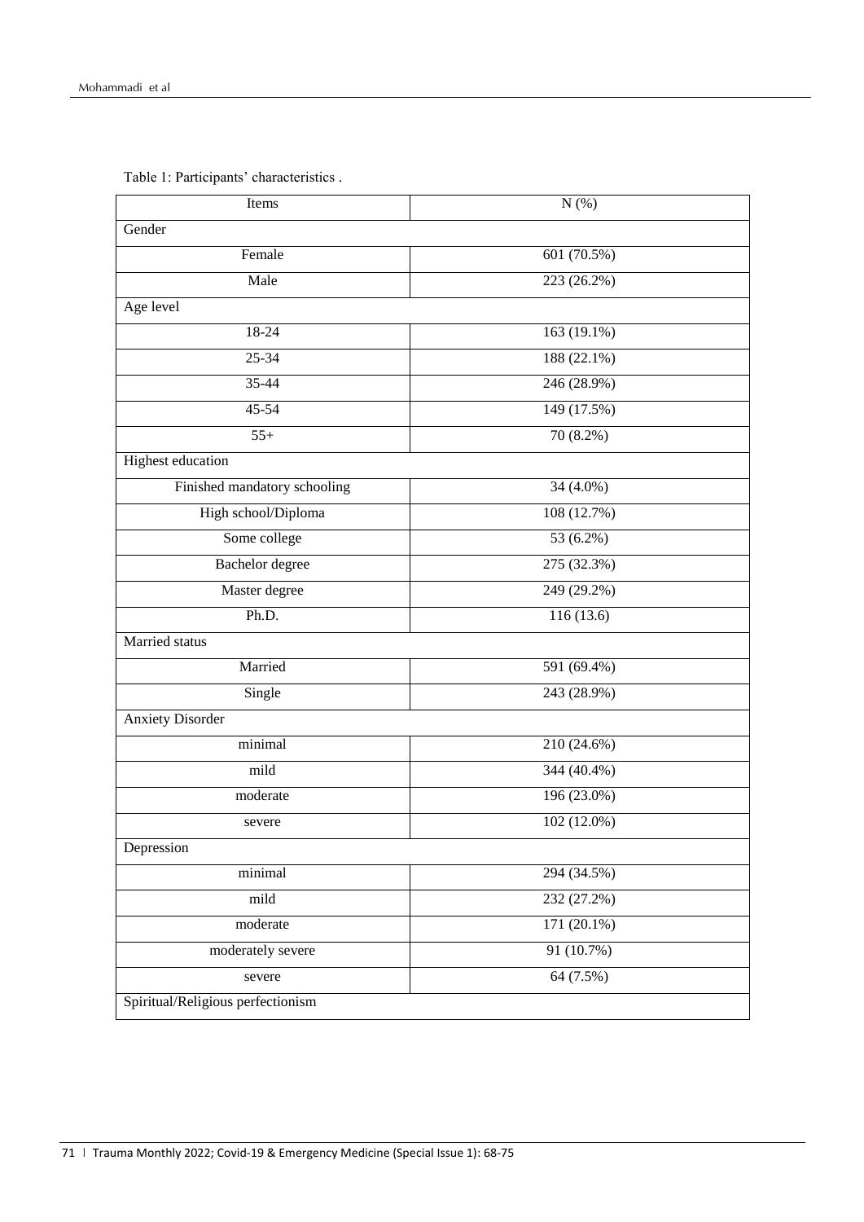Table 1: Participants' characteristics .

| Items | N (%) |
|---|---|
| Gender | |
| Female | 601 (70.5%) |
| Male | 223 (26.2%) |
| Age level | |
| 18-24 | 163 (19.1%) |
| 25-34 | 188 (22.1%) |
| 35-44 | 246 (28.9%) |
| 45-54 | 149 (17.5%) |
| 55+ | 70 (8.2%) |
| Highest education | |
| Finished mandatory schooling | 34 (4.0%) |
| High school/Diploma | 108 (12.7%) |
| Some college | 53 (6.2%) |
| Bachelor degree | 275 (32.3%) |
| Master degree | 249 (29.2%) |
| Ph.D. | 116 (13.6) |
| Married status | |
| Married | 591 (69.4%) |
| Single | 243 (28.9%) |
| Anxiety Disorder | |
| minimal | 210 (24.6%) |
| mild | 344 (40.4%) |
| moderate | 196 (23.0%) |
| severe | 102 (12.0%) |
| Depression | |
| minimal | 294 (34.5%) |
| mild | 232 (27.2%) |
| moderate | 171 (20.1%) |
| moderately severe | 91 (10.7%) |
| severe | 64 (7.5%) |
| Spiritual/Religious perfectionism | |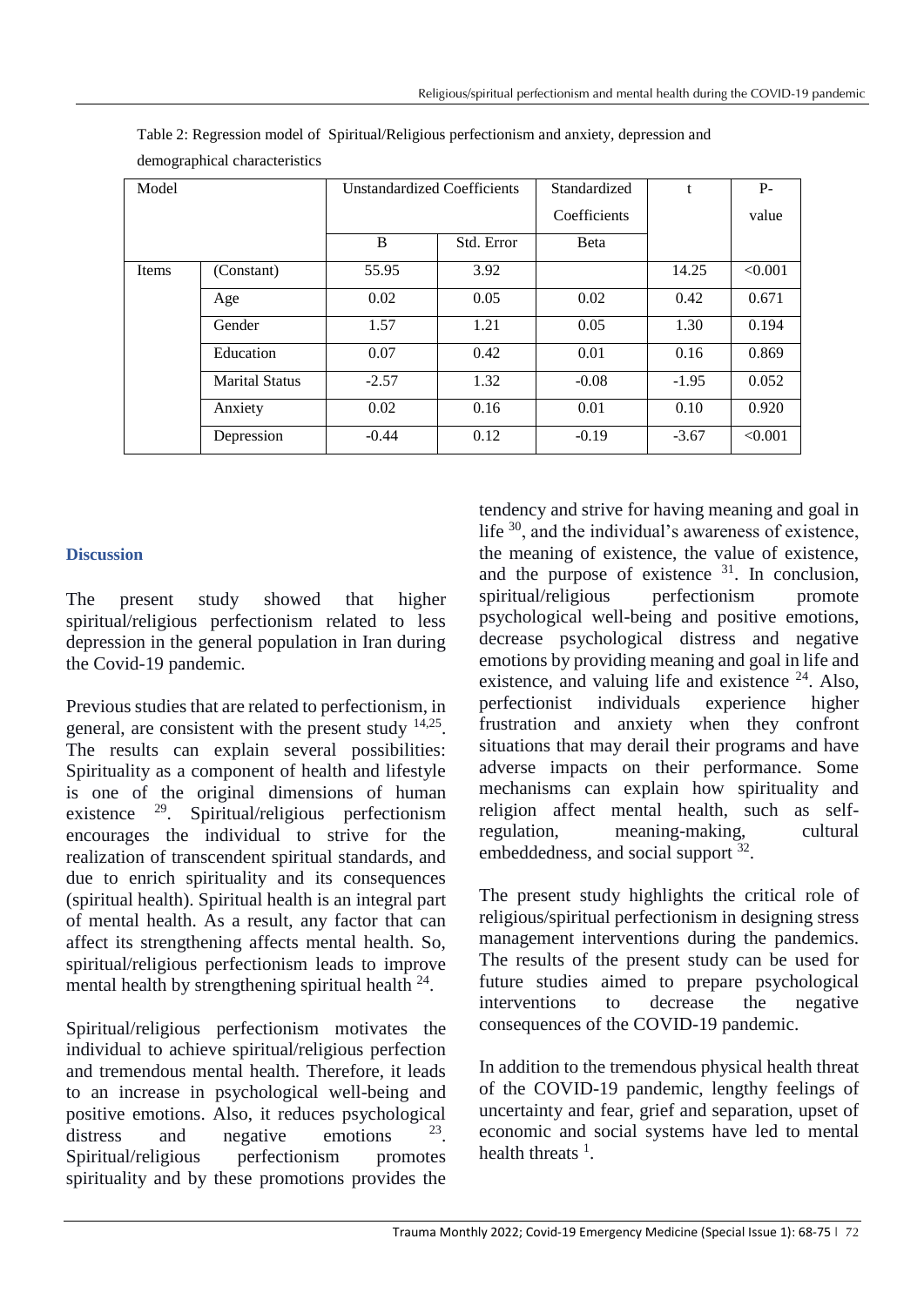Table 2: Regression model of Spiritual/Religious perfectionism and anxiety, depression and demographical characteristics

| Model | | Unstandardized Coefficients | | Standardized Coefficients | t | P-value |
|---|---|---|---|---|---|---|
| | | B | Std. Error | Beta | | |
| Items | (Constant) | 55.95 | 3.92 | | 14.25 | <0.001 |
| | Age | 0.02 | 0.05 | 0.02 | 0.42 | 0.671 |
| | Gender | 1.57 | 1.21 | 0.05 | 1.30 | 0.194 |
| | Education | 0.07 | 0.42 | 0.01 | 0.16 | 0.869 |
| | Marital Status | -2.57 | 1.32 | -0.08 | -1.95 | 0.052 |
| | Anxiety | 0.02 | 0.16 | 0.01 | 0.10 | 0.920 |
| | Depression | -0.44 | 0.12 | -0.19 | -3.67 | <0.001 |

## Discussion

The present study showed that higher spiritual/religious perfectionism related to less depression in the general population in Iran during the Covid-19 pandemic.

Previous studies that are related to perfectionism, in general, are consistent with the present study [14,25]. The results can explain several possibilities: Spirituality as a component of health and lifestyle is one of the original dimensions of human existence [29]. Spiritual/religious perfectionism encourages the individual to strive for the realization of transcendent spiritual standards, and due to enrich spirituality and its consequences (spiritual health). Spiritual health is an integral part of mental health. As a result, any factor that can affect its strengthening affects mental health. So, spiritual/religious perfectionism leads to improve mental health by strengthening spiritual health [24].

Spiritual/religious perfectionism motivates the individual to achieve spiritual/religious perfection and tremendous mental health. Therefore, it leads to an increase in psychological well-being and positive emotions. Also, it reduces psychological distress and negative emotions [23]. Spiritual/religious perfectionism promotes spirituality and by these promotions provides the tendency and strive for having meaning and goal in life [30], and the individual's awareness of existence, the meaning of existence, the value of existence, and the purpose of existence [31]. In conclusion, spiritual/religious perfectionism promote psychological well-being and positive emotions, decrease psychological distress and negative emotions by providing meaning and goal in life and existence, and valuing life and existence [24]. Also, perfectionist individuals experience higher frustration and anxiety when they confront situations that may derail their programs and have adverse impacts on their performance. Some mechanisms can explain how spirituality and religion affect mental health, such as self-regulation, meaning-making, cultural embeddedness, and social support [32].

The present study highlights the critical role of religious/spiritual perfectionism in designing stress management interventions during the pandemics. The results of the present study can be used for future studies aimed to prepare psychological interventions to decrease the negative consequences of the COVID-19 pandemic.

In addition to the tremendous physical health threat of the COVID-19 pandemic, lengthy feelings of uncertainty and fear, grief and separation, upset of economic and social systems have led to mental health threats [1].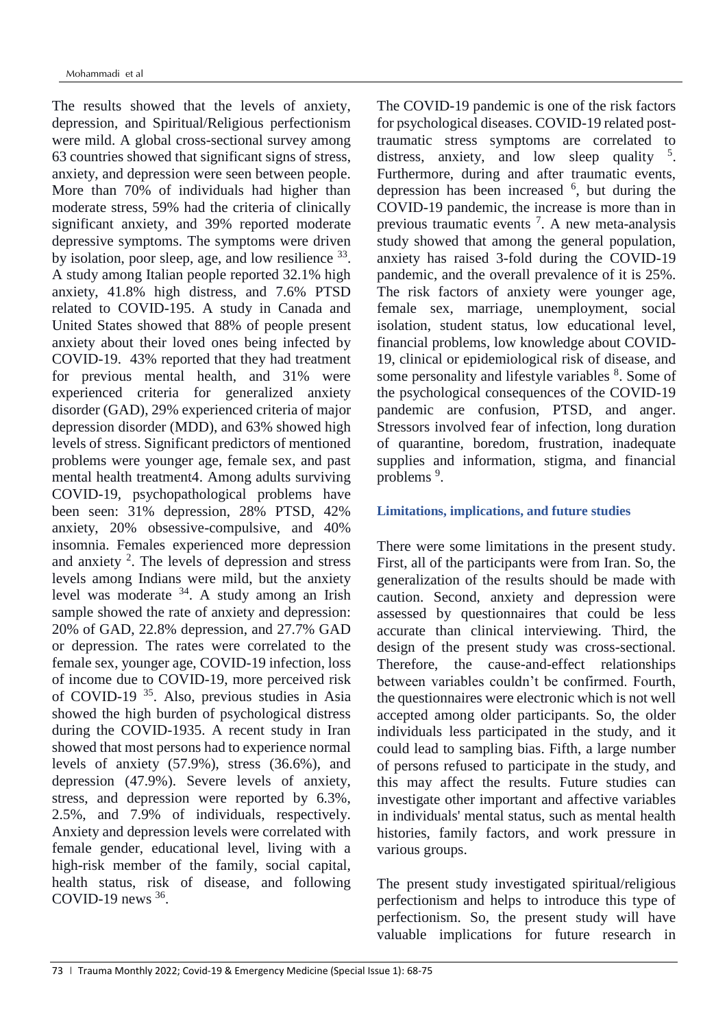The results showed that the levels of anxiety, depression, and Spiritual/Religious perfectionism were mild. A global cross-sectional survey among 63 countries showed that significant signs of stress, anxiety, and depression were seen between people. More than 70% of individuals had higher than moderate stress, 59% had the criteria of clinically significant anxiety, and 39% reported moderate depressive symptoms. The symptoms were driven by isolation, poor sleep, age, and low resilience [33]. A study among Italian people reported 32.1% high anxiety, 41.8% high distress, and 7.6% PTSD related to COVID-195. A study in Canada and United States showed that 88% of people present anxiety about their loved ones being infected by COVID-19. 43% reported that they had treatment for previous mental health, and 31% were experienced criteria for generalized anxiety disorder (GAD), 29% experienced criteria of major depression disorder (MDD), and 63% showed high levels of stress. Significant predictors of mentioned problems were younger age, female sex, and past mental health treatment4. Among adults surviving COVID-19, psychopathological problems have been seen: 31% depression, 28% PTSD, 42% anxiety, 20% obsessive-compulsive, and 40% insomnia. Females experienced more depression and anxiety [2]. The levels of depression and stress levels among Indians were mild, but the anxiety level was moderate [34]. A study among an Irish sample showed the rate of anxiety and depression: 20% of GAD, 22.8% depression, and 27.7% GAD or depression. The rates were correlated to the female sex, younger age, COVID-19 infection, loss of income due to COVID-19, more perceived risk of COVID-19 [35]. Also, previous studies in Asia showed the high burden of psychological distress during the COVID-1935. A recent study in Iran showed that most persons had to experience normal levels of anxiety (57.9%), stress (36.6%), and depression (47.9%). Severe levels of anxiety, stress, and depression were reported by 6.3%, 2.5%, and 7.9% of individuals, respectively. Anxiety and depression levels were correlated with female gender, educational level, living with a high-risk member of the family, social capital, health status, risk of disease, and following COVID-19 news [36].

The COVID-19 pandemic is one of the risk factors for psychological diseases. COVID-19 related post-traumatic stress symptoms are correlated to distress, anxiety, and low sleep quality [5]. Furthermore, during and after traumatic events, depression has been increased [6], but during the COVID-19 pandemic, the increase is more than in previous traumatic events [7]. A new meta-analysis study showed that among the general population, anxiety has raised 3-fold during the COVID-19 pandemic, and the overall prevalence of it is 25%. The risk factors of anxiety were younger age, female sex, marriage, unemployment, social isolation, student status, low educational level, financial problems, low knowledge about COVID-19, clinical or epidemiological risk of disease, and some personality and lifestyle variables [8]. Some of the psychological consequences of the COVID-19 pandemic are confusion, PTSD, and anger. Stressors involved fear of infection, long duration of quarantine, boredom, frustration, inadequate supplies and information, stigma, and financial problems [9].

## Limitations, implications, and future studies

There were some limitations in the present study. First, all of the participants were from Iran. So, the generalization of the results should be made with caution. Second, anxiety and depression were assessed by questionnaires that could be less accurate than clinical interviewing. Third, the design of the present study was cross-sectional. Therefore, the cause-and-effect relationships between variables couldn't be confirmed. Fourth, the questionnaires were electronic which is not well accepted among older participants. So, the older individuals less participated in the study, and it could lead to sampling bias. Fifth, a large number of persons refused to participate in the study, and this may affect the results. Future studies can investigate other important and affective variables in individuals' mental status, such as mental health histories, family factors, and work pressure in various groups.

The present study investigated spiritual/religious perfectionism and helps to introduce this type of perfectionism. So, the present study will have valuable implications for future research in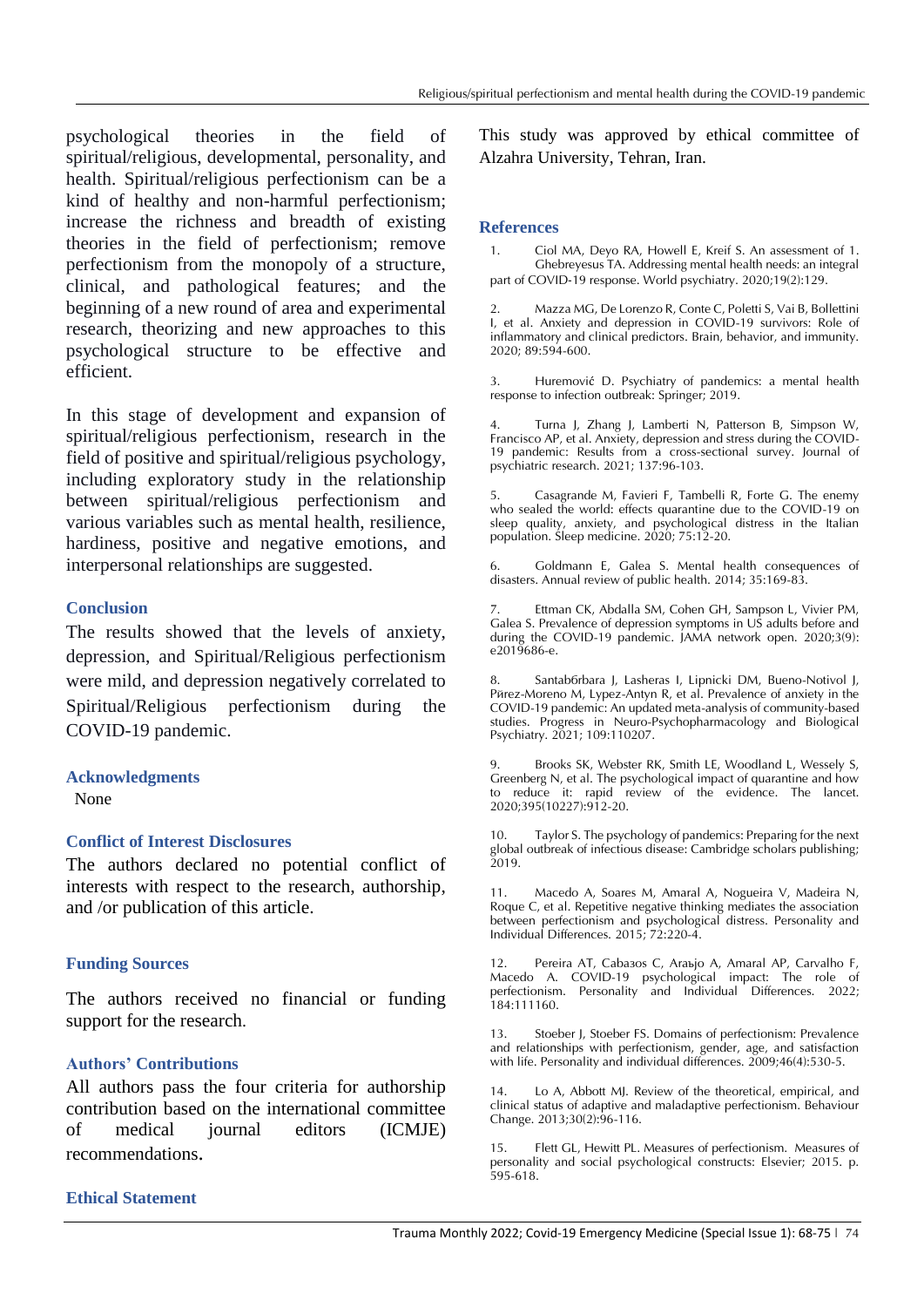psychological theories in the field of spiritual/religious, developmental, personality, and health. Spiritual/religious perfectionism can be a kind of healthy and non-harmful perfectionism; increase the richness and breadth of existing theories in the field of perfectionism; remove perfectionism from the monopoly of a structure, clinical, and pathological features; and the beginning of a new round of area and experimental research, theorizing and new approaches to this psychological structure to be effective and efficient.

In this stage of development and expansion of spiritual/religious perfectionism, research in the field of positive and spiritual/religious psychology, including exploratory study in the relationship between spiritual/religious perfectionism and various variables such as mental health, resilience, hardiness, positive and negative emotions, and interpersonal relationships are suggested.

## Conclusion

The results showed that the levels of anxiety, depression, and Spiritual/Religious perfectionism were mild, and depression negatively correlated to Spiritual/Religious perfectionism during the COVID-19 pandemic.

## Acknowledgments

None

## Conflict of Interest Disclosures

The authors declared no potential conflict of interests with respect to the research, authorship, and /or publication of this article.

## Funding Sources

The authors received no financial or funding support for the research.

## Authors' Contributions

All authors pass the four criteria for authorship contribution based on the international committee of medical journal editors (ICMJE) recommendations.

## Ethical Statement

This study was approved by ethical committee of Alzahra University, Tehran, Iran.

## References

1. Ciol MA, Deyo RA, Howell E, Kreif S. An assessment of 1. Ghebreyesus TA. Addressing mental health needs: an integral part of COVID-19 response. World psychiatry. 2020;19(2):129.

2. Mazza MG, De Lorenzo R, Conte C, Poletti S, Vai B, Bollettini I, et al. Anxiety and depression in COVID-19 survivors: Role of inflammatory and clinical predictors. Brain, behavior, and immunity. 2020; 89:594-600.

3. Huremović D. Psychiatry of pandemics: a mental health response to infection outbreak: Springer; 2019.

4. Turna J, Zhang J, Lamberti N, Patterson B, Simpson W, Francisco AP, et al. Anxiety, depression and stress during the COVID-19 pandemic: Results from a cross-sectional survey. Journal of psychiatric research. 2021; 137:96-103.

5. Casagrande M, Favieri F, Tambelli R, Forte G. The enemy who sealed the world: effects quarantine due to the COVID-19 on sleep quality, anxiety, and psychological distress in the Italian population. Sleep medicine. 2020; 75:12-20.

6. Goldmann E, Galea S. Mental health consequences of disasters. Annual review of public health. 2014; 35:169-83.

7. Ettman CK, Abdalla SM, Cohen GH, Sampson L, Vivier PM, Galea S. Prevalence of depression symptoms in US adults before and during the COVID-19 pandemic. JAMA network open. 2020;3(9): e2019686-e.

8. Santab6rbara J, Lasheras I, Lipnicki DM, Bueno-Notivol J, Pйrez-Moreno M, Lypez-Antyn R, et al. Prevalence of anxiety in the COVID-19 pandemic: An updated meta-analysis of community-based studies. Progress in Neuro-Psychopharmacology and Biological Psychiatry. 2021; 109:110207.

9. Brooks SK, Webster RK, Smith LE, Woodland L, Wessely S, Greenberg N, et al. The psychological impact of quarantine and how to reduce it: rapid review of the evidence. The lancet. 2020;395(10227):912-20.

10. Taylor S. The psychology of pandemics: Preparing for the next global outbreak of infectious disease: Cambridge scholars publishing; 2019.

11. Macedo A, Soares M, Amaral A, Nogueira V, Madeira N, Roque C, et al. Repetitive negative thinking mediates the association between perfectionism and psychological distress. Personality and Individual Differences. 2015; 72:220-4.

12. Pereira AT, Cabaзos C, Araъjo A, Amaral AP, Carvalho F, Macedo A. COVID-19 psychological impact: The role of perfectionism. Personality and Individual Differences. 2022; 184:111160.

13. Stoeber J, Stoeber FS. Domains of perfectionism: Prevalence and relationships with perfectionism, gender, age, and satisfaction with life. Personality and individual differences. 2009;46(4):530-5.

14. Lo A, Abbott MJ. Review of the theoretical, empirical, and clinical status of adaptive and maladaptive perfectionism. Behaviour Change. 2013;30(2):96-116.

15. Flett GL, Hewitt PL. Measures of perfectionism. Measures of personality and social psychological constructs: Elsevier; 2015. p. 595-618.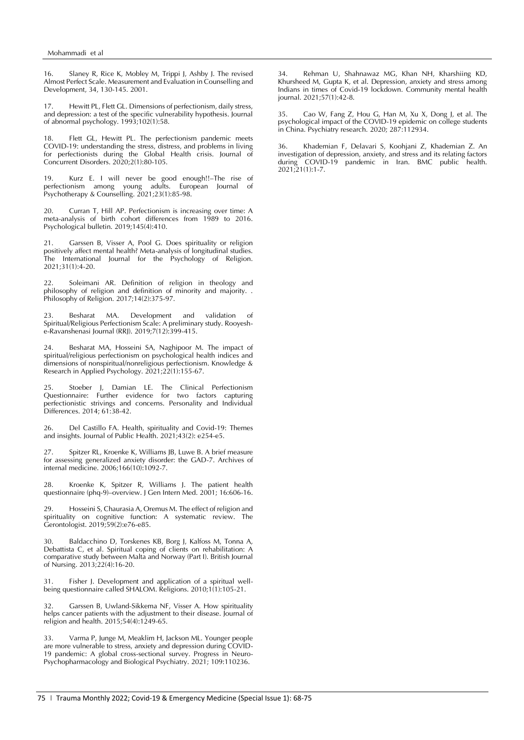16. Slaney R, Rice K, Mobley M, Trippi J, Ashby J. The revised Almost Perfect Scale. Measurement and Evaluation in Counselling and Development, 34, 130-145. 2001.

17. Hewitt PL, Flett GL. Dimensions of perfectionism, daily stress, and depression: a test of the specific vulnerability hypothesis. Journal of abnormal psychology. 1993;102(1):58.

18. Flett GL, Hewitt PL. The perfectionism pandemic meets COVID-19: understanding the stress, distress, and problems in living for perfectionists during the Global Health crisis. Journal of Concurrent Disorders. 2020;2(1):80-105.

19. Kurz E. I will never be good enough!!–The rise of perfectionism among young adults. European Journal of Psychotherapy & Counselling. 2021;23(1):85-98.

20. Curran T, Hill AP. Perfectionism is increasing over time: A meta-analysis of birth cohort differences from 1989 to 2016. Psychological bulletin. 2019;145(4):410.

21. Garssen B, Visser A, Pool G. Does spirituality or religion positively affect mental health? Meta-analysis of longitudinal studies. The International Journal for the Psychology of Religion. 2021;31(1):4-20.

22. Soleimani AR. Definition of religion in theology and philosophy of religion and definition of minority and majority. . Philosophy of Religion. 2017;14(2):375-97.

23. Besharat MA. Development and validation of Spiritual/Religious Perfectionism Scale: A preliminary study. Rooyesh-e-Ravanshenasi Journal (RRJ). 2019;7(12):399-415.

24. Besharat MA, Hosseini SA, Naghipoor M. The impact of spiritual/religious perfectionism on psychological health indices and dimensions of nonspiritual/nonreligious perfectionism. Knowledge & Research in Applied Psychology. 2021;22(1):155-67.

25. Stoeber J, Damian LE. The Clinical Perfectionism Questionnaire: Further evidence for two factors capturing perfectionistic strivings and concerns. Personality and Individual Differences. 2014; 61:38-42.

26. Del Castillo FA. Health, spirituality and Covid-19: Themes and insights. Journal of Public Health. 2021;43(2): e254-e5.

27. Spitzer RL, Kroenke K, Williams JB, Luwe B. A brief measure for assessing generalized anxiety disorder: the GAD-7. Archives of internal medicine. 2006;166(10):1092-7.

28. Kroenke K, Spitzer R, Williams J. The patient health questionnaire (phq-9)–overview. J Gen Intern Med. 2001; 16:606-16.

29. Hosseini S, Chaurasia A, Oremus M. The effect of religion and spirituality on cognitive function: A systematic review. The Gerontologist. 2019;59(2):e76-e85.

30. Baldacchino D, Torskenes KB, Borg J, Kalfoss M, Tonna A, Debattista C, et al. Spiritual coping of clients on rehabilitation: A comparative study between Malta and Norway (Part I). British Journal of Nursing. 2013;22(4):16-20.

31. Fisher J. Development and application of a spiritual well-being questionnaire called SHALOM. Religions. 2010;1(1):105-21.

32. Garssen B, Uwland-Sikkema NF, Visser A. How spirituality helps cancer patients with the adjustment to their disease. Journal of religion and health. 2015;54(4):1249-65.

33. Varma P, Junge M, Meaklim H, Jackson ML. Younger people are more vulnerable to stress, anxiety and depression during COVID-19 pandemic: A global cross-sectional survey. Progress in Neuro-Psychopharmacology and Biological Psychiatry. 2021; 109:110236.

34. Rehman U, Shahnawaz MG, Khan NH, Kharshiing KD, Khursheed M, Gupta K, et al. Depression, anxiety and stress among Indians in times of Covid-19 lockdown. Community mental health journal. 2021;57(1):42-8.

35. Cao W, Fang Z, Hou G, Han M, Xu X, Dong J, et al. The psychological impact of the COVID-19 epidemic on college students in China. Psychiatry research. 2020; 287:112934.

36. Khademian F, Delavari S, Koohjani Z, Khademian Z. An investigation of depression, anxiety, and stress and its relating factors during COVID-19 pandemic in Iran. BMC public health. 2021;21(1):1-7.